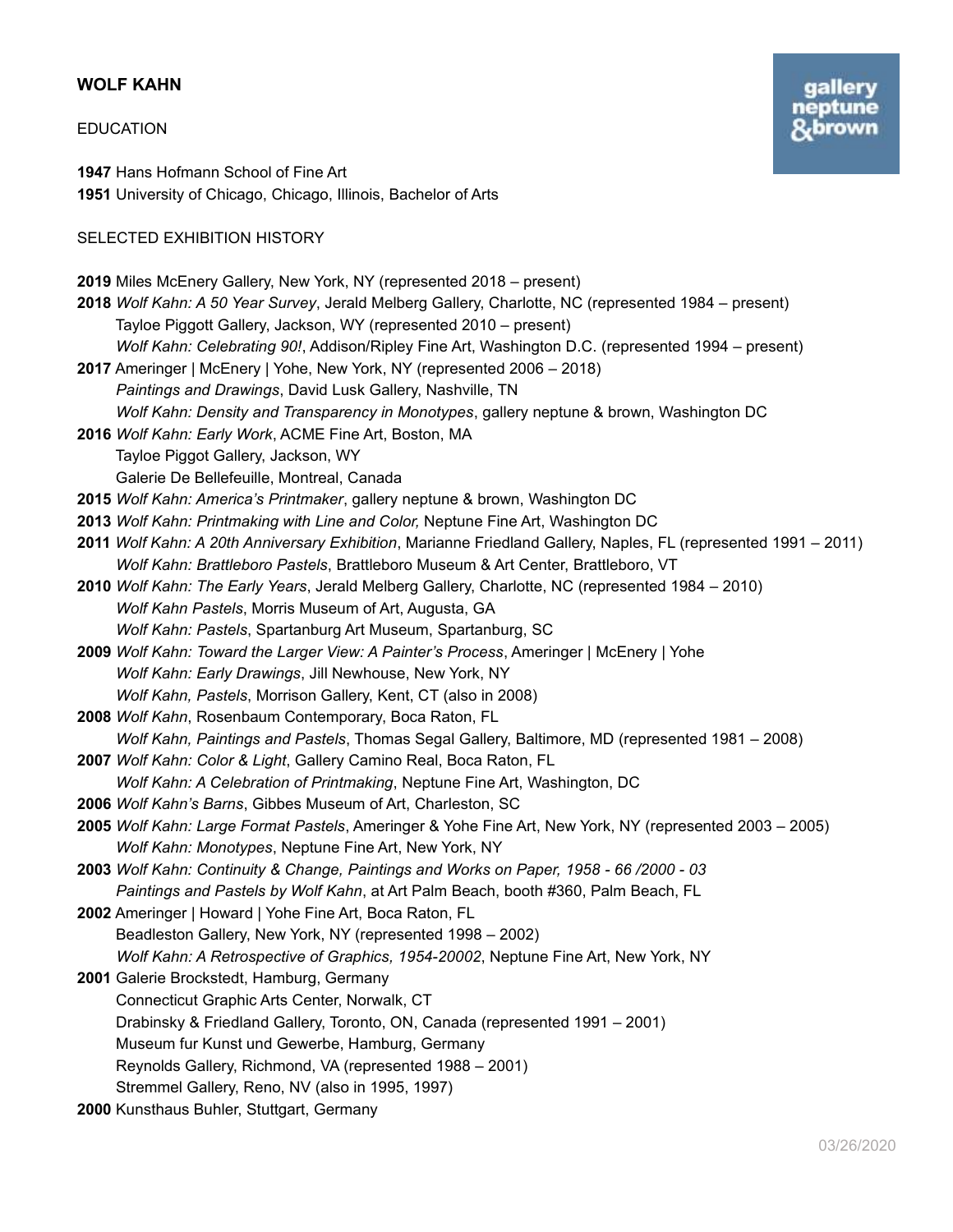# WOLF KAHN

## EDUCATION

**1947** Hans Hofmann School of Fine Art
**1951** University of Chicago, Chicago, Illinois, Bachelor of Arts

## SELECTED EXHIBITION HISTORY

**2019** Miles McEnery Gallery, New York, NY (represented 2018 – present)
**2018** *Wolf Kahn: A 50 Year Survey*, Jerald Melberg Gallery, Charlotte, NC (represented 1984 – present)
Tayloe Piggott Gallery, Jackson, WY (represented 2010 – present)
*Wolf Kahn: Celebrating 90!*, Addison/Ripley Fine Art, Washington D.C. (represented 1994 – present)
**2017** Ameringer | McEnery | Yohe, New York, NY (represented 2006 – 2018)
*Paintings and Drawings*, David Lusk Gallery, Nashville, TN
*Wolf Kahn: Density and Transparency in Monotypes*, gallery neptune & brown, Washington DC
**2016** *Wolf Kahn: Early Work*, ACME Fine Art, Boston, MA
Tayloe Piggot Gallery, Jackson, WY
Galerie De Bellefeuille, Montreal, Canada
**2015** *Wolf Kahn: America's Printmaker*, gallery neptune & brown, Washington DC
**2013** *Wolf Kahn: Printmaking with Line and Color,* Neptune Fine Art, Washington DC
**2011** *Wolf Kahn: A 20th Anniversary Exhibition*, Marianne Friedland Gallery, Naples, FL (represented 1991 – 2011)
*Wolf Kahn: Brattleboro Pastels*, Brattleboro Museum & Art Center, Brattleboro, VT
**2010** *Wolf Kahn: The Early Years*, Jerald Melberg Gallery, Charlotte, NC (represented 1984 – 2010)
*Wolf Kahn Pastels*, Morris Museum of Art, Augusta, GA
*Wolf Kahn: Pastels*, Spartanburg Art Museum, Spartanburg, SC
**2009** *Wolf Kahn: Toward the Larger View: A Painter's Process*, Ameringer | McEnery | Yohe
*Wolf Kahn: Early Drawings*, Jill Newhouse, New York, NY
*Wolf Kahn, Pastels*, Morrison Gallery, Kent, CT (also in 2008)
**2008** *Wolf Kahn*, Rosenbaum Contemporary, Boca Raton, FL
*Wolf Kahn, Paintings and Pastels*, Thomas Segal Gallery, Baltimore, MD (represented 1981 – 2008)
**2007** *Wolf Kahn: Color & Light*, Gallery Camino Real, Boca Raton, FL
*Wolf Kahn: A Celebration of Printmaking*, Neptune Fine Art, Washington, DC
**2006** *Wolf Kahn's Barns*, Gibbes Museum of Art, Charleston, SC
**2005** *Wolf Kahn: Large Format Pastels*, Ameringer & Yohe Fine Art, New York, NY (represented 2003 – 2005)
*Wolf Kahn: Monotypes*, Neptune Fine Art, New York, NY
**2003** *Wolf Kahn: Continuity & Change, Paintings and Works on Paper, 1958 - 66 /2000 - 03*
*Paintings and Pastels by Wolf Kahn*, at Art Palm Beach, booth #360, Palm Beach, FL
**2002** Ameringer | Howard | Yohe Fine Art, Boca Raton, FL
Beadleston Gallery, New York, NY (represented 1998 – 2002)
*Wolf Kahn: A Retrospective of Graphics, 1954-20002*, Neptune Fine Art, New York, NY
**2001** Galerie Brockstedt, Hamburg, Germany
Connecticut Graphic Arts Center, Norwalk, CT
Drabinsky & Friedland Gallery, Toronto, ON, Canada (represented 1991 – 2001)
Museum fur Kunst und Gewerbe, Hamburg, Germany
Reynolds Gallery, Richmond, VA (represented 1988 – 2001)
Stremmel Gallery, Reno, NV (also in 1995, 1997)
**2000** Kunsthaus Buhler, Stuttgart, Germany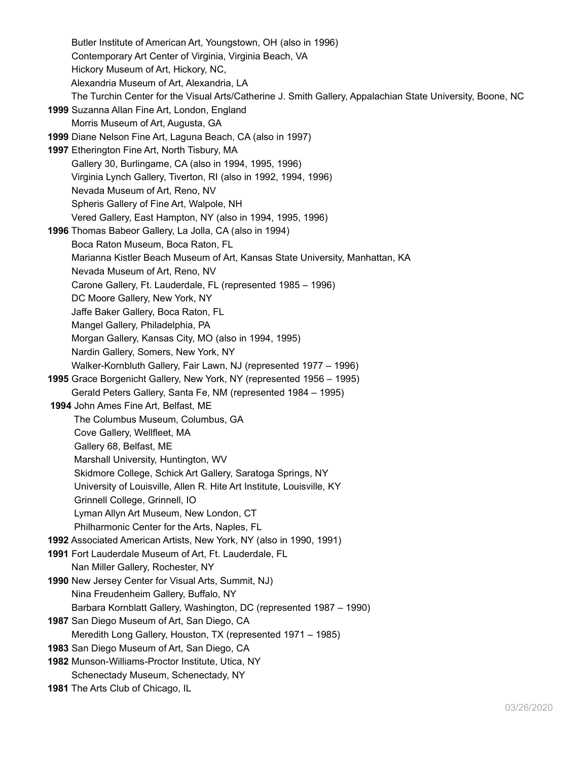Butler Institute of American Art, Youngstown, OH (also in 1996)
Contemporary Art Center of Virginia, Virginia Beach, VA
Hickory Museum of Art, Hickory, NC,
Alexandria Museum of Art, Alexandria, LA
The Turchin Center for the Visual Arts/Catherine J. Smith Gallery, Appalachian State University, Boone, NC

**1999** Suzanna Allan Fine Art, London, England
Morris Museum of Art, Augusta, GA

**1999** Diane Nelson Fine Art, Laguna Beach, CA (also in 1997)

**1997** Etherington Fine Art, North Tisbury, MA
Gallery 30, Burlingame, CA (also in 1994, 1995, 1996)
Virginia Lynch Gallery, Tiverton, RI (also in 1992, 1994, 1996)
Nevada Museum of Art, Reno, NV
Spheris Gallery of Fine Art, Walpole, NH
Vered Gallery, East Hampton, NY (also in 1994, 1995, 1996)

**1996** Thomas Babeor Gallery, La Jolla, CA (also in 1994)
Boca Raton Museum, Boca Raton, FL
Marianna Kistler Beach Museum of Art, Kansas State University, Manhattan, KA
Nevada Museum of Art, Reno, NV
Carone Gallery, Ft. Lauderdale, FL (represented 1985 – 1996)
DC Moore Gallery, New York, NY
Jaffe Baker Gallery, Boca Raton, FL
Mangel Gallery, Philadelphia, PA
Morgan Gallery, Kansas City, MO (also in 1994, 1995)
Nardin Gallery, Somers, New York, NY
Walker-Kornbluth Gallery, Fair Lawn, NJ (represented 1977 – 1996)

**1995** Grace Borgenicht Gallery, New York, NY (represented 1956 – 1995)
Gerald Peters Gallery, Santa Fe, NM (represented 1984 – 1995)

**1994** John Ames Fine Art, Belfast, ME
The Columbus Museum, Columbus, GA
Cove Gallery, Wellfleet, MA
Gallery 68, Belfast, ME
Marshall University, Huntington, WV
Skidmore College, Schick Art Gallery, Saratoga Springs, NY
University of Louisville, Allen R. Hite Art Institute, Louisville, KY
Grinnell College, Grinnell, IO
Lyman Allyn Art Museum, New London, CT
Philharmonic Center for the Arts, Naples, FL

**1992** Associated American Artists, New York, NY (also in 1990, 1991)

**1991** Fort Lauderdale Museum of Art, Ft. Lauderdale, FL
Nan Miller Gallery, Rochester, NY

**1990** New Jersey Center for Visual Arts, Summit, NJ)
Nina Freudenheim Gallery, Buffalo, NY
Barbara Kornblatt Gallery, Washington, DC (represented 1987 – 1990)

**1987** San Diego Museum of Art, San Diego, CA
Meredith Long Gallery, Houston, TX (represented 1971 – 1985)

**1983** San Diego Museum of Art, San Diego, CA

**1982** Munson-Williams-Proctor Institute, Utica, NY
Schenectady Museum, Schenectady, NY

**1981** The Arts Club of Chicago, IL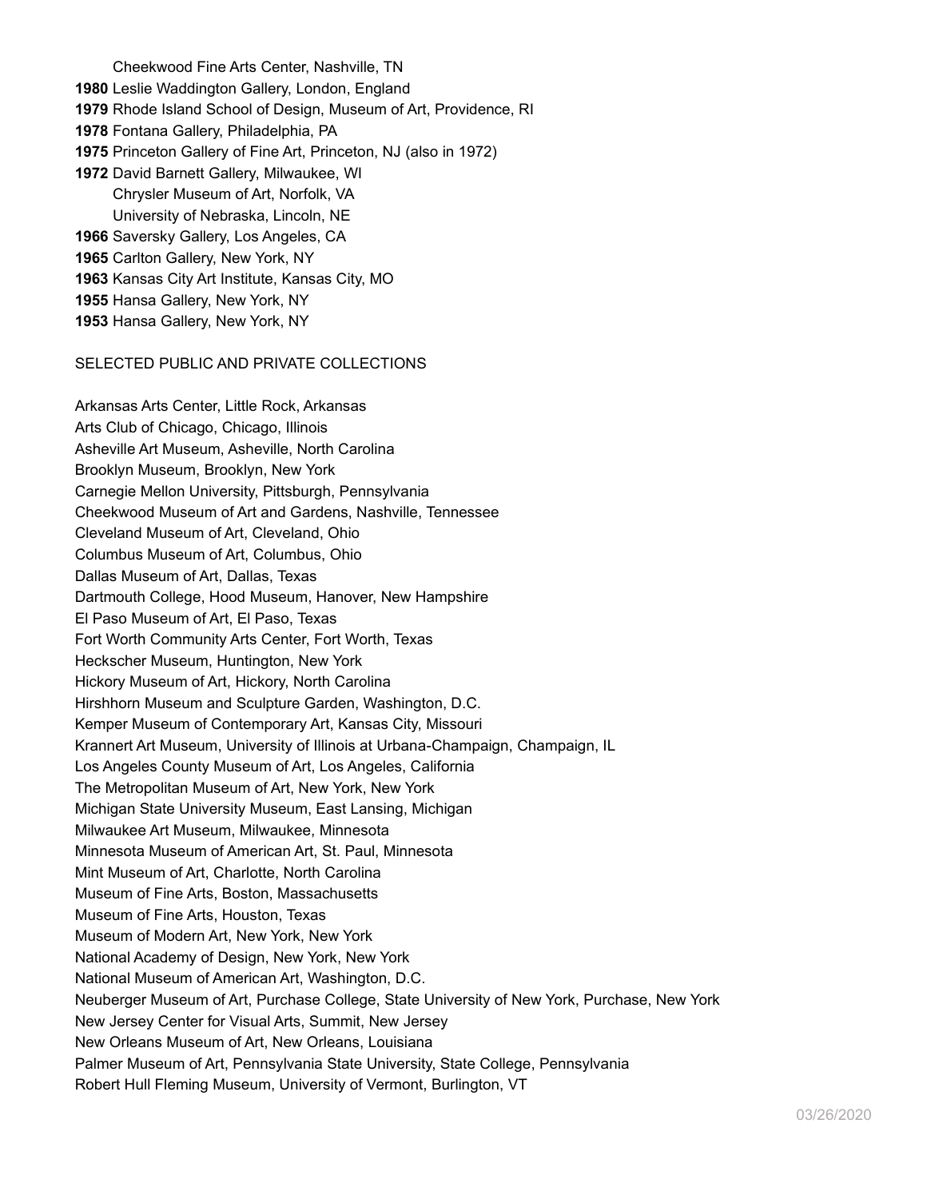Cheekwood Fine Arts Center, Nashville, TN

**1980** Leslie Waddington Gallery, London, England

**1979** Rhode Island School of Design, Museum of Art, Providence, RI

**1978** Fontana Gallery, Philadelphia, PA

**1975** Princeton Gallery of Fine Art, Princeton, NJ (also in 1972)

**1972** David Barnett Gallery, Milwaukee, WI
Chrysler Museum of Art, Norfolk, VA
University of Nebraska, Lincoln, NE

**1966** Saversky Gallery, Los Angeles, CA

**1965** Carlton Gallery, New York, NY

**1963** Kansas City Art Institute, Kansas City, MO

**1955** Hansa Gallery, New York, NY

**1953** Hansa Gallery, New York, NY

SELECTED PUBLIC AND PRIVATE COLLECTIONS

Arkansas Arts Center, Little Rock, Arkansas
Arts Club of Chicago, Chicago, Illinois
Asheville Art Museum, Asheville, North Carolina
Brooklyn Museum, Brooklyn, New York
Carnegie Mellon University, Pittsburgh, Pennsylvania
Cheekwood Museum of Art and Gardens, Nashville, Tennessee
Cleveland Museum of Art, Cleveland, Ohio
Columbus Museum of Art, Columbus, Ohio
Dallas Museum of Art, Dallas, Texas
Dartmouth College, Hood Museum, Hanover, New Hampshire
El Paso Museum of Art, El Paso, Texas
Fort Worth Community Arts Center, Fort Worth, Texas
Heckscher Museum, Huntington, New York
Hickory Museum of Art, Hickory, North Carolina
Hirshhorn Museum and Sculpture Garden, Washington, D.C.
Kemper Museum of Contemporary Art, Kansas City, Missouri
Krannert Art Museum, University of Illinois at Urbana-Champaign, Champaign, IL
Los Angeles County Museum of Art, Los Angeles, California
The Metropolitan Museum of Art, New York, New York
Michigan State University Museum, East Lansing, Michigan
Milwaukee Art Museum, Milwaukee, Minnesota
Minnesota Museum of American Art, St. Paul, Minnesota
Mint Museum of Art, Charlotte, North Carolina
Museum of Fine Arts, Boston, Massachusetts
Museum of Fine Arts, Houston, Texas
Museum of Modern Art, New York, New York
National Academy of Design, New York, New York
National Museum of American Art, Washington, D.C.
Neuberger Museum of Art, Purchase College, State University of New York, Purchase, New York
New Jersey Center for Visual Arts, Summit, New Jersey
New Orleans Museum of Art, New Orleans, Louisiana
Palmer Museum of Art, Pennsylvania State University, State College, Pennsylvania
Robert Hull Fleming Museum, University of Vermont, Burlington, VT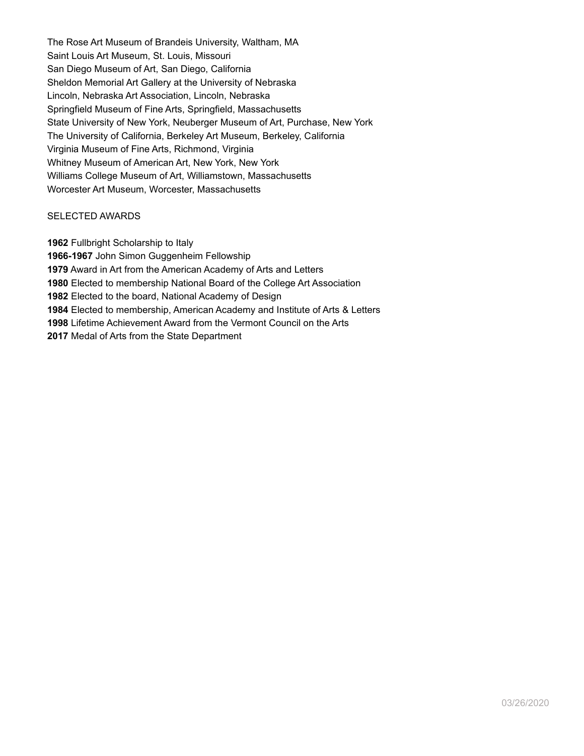The Rose Art Museum of Brandeis University, Waltham, MA
Saint Louis Art Museum, St. Louis, Missouri
San Diego Museum of Art, San Diego, California
Sheldon Memorial Art Gallery at the University of Nebraska
Lincoln, Nebraska Art Association, Lincoln, Nebraska
Springfield Museum of Fine Arts, Springfield, Massachusetts
State University of New York, Neuberger Museum of Art, Purchase, New York
The University of California, Berkeley Art Museum, Berkeley, California
Virginia Museum of Fine Arts, Richmond, Virginia
Whitney Museum of American Art, New York, New York
Williams College Museum of Art, Williamstown, Massachusetts
Worcester Art Museum, Worcester, Massachusetts

SELECTED AWARDS

**1962** Fullbright Scholarship to Italy
**1966-1967** John Simon Guggenheim Fellowship
**1979** Award in Art from the American Academy of Arts and Letters
**1980** Elected to membership National Board of the College Art Association
**1982** Elected to the board, National Academy of Design
**1984** Elected to membership, American Academy and Institute of Arts & Letters
**1998** Lifetime Achievement Award from the Vermont Council on the Arts
**2017** Medal of Arts from the State Department

03/26/2020